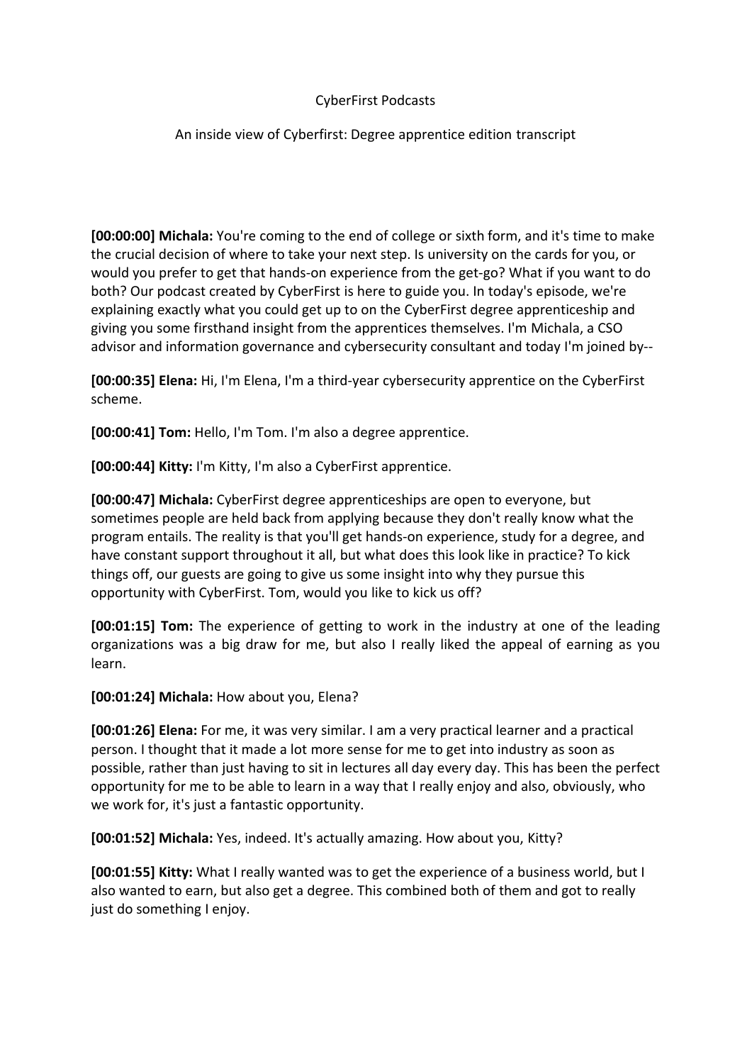CyberFirst Podcasts

An inside view of Cyberfirst: Degree apprentice edition transcript

**[00:00:00] Michala:** You're coming to the end of college or sixth form, and it's time to make the crucial decision of where to take your next step. Is university on the cards for you, or would you prefer to get that hands-on experience from the get-go? What if you want to do both? Our podcast created by CyberFirst is here to guide you. In today's episode, we're explaining exactly what you could get up to on the CyberFirst degree apprenticeship and giving you some firsthand insight from the apprentices themselves. I'm Michala, a CSO advisor and information governance and cybersecurity consultant and today I'm joined by--

**[00:00:35] Elena:** Hi, I'm Elena, I'm a third-year cybersecurity apprentice on the CyberFirst scheme.

**[00:00:41] Tom:** Hello, I'm Tom. I'm also a degree apprentice.

**[00:00:44] Kitty:** I'm Kitty, I'm also a CyberFirst apprentice.

**[00:00:47] Michala:** CyberFirst degree apprenticeships are open to everyone, but sometimes people are held back from applying because they don't really know what the program entails. The reality is that you'll get hands-on experience, study for a degree, and have constant support throughout it all, but what does this look like in practice? To kick things off, our guests are going to give us some insight into why they pursue this opportunity with CyberFirst. Tom, would you like to kick us off?

**[00:01:15] Tom:** The experience of getting to work in the industry at one of the leading organizations was a big draw for me, but also I really liked the appeal of earning as you learn.

**[00:01:24] Michala:** How about you, Elena?

**[00:01:26] Elena:** For me, it was very similar. I am a very practical learner and a practical person. I thought that it made a lot more sense for me to get into industry as soon as possible, rather than just having to sit in lectures all day every day. This has been the perfect opportunity for me to be able to learn in a way that I really enjoy and also, obviously, who we work for, it's just a fantastic opportunity.

**[00:01:52] Michala:** Yes, indeed. It's actually amazing. How about you, Kitty?

**[00:01:55] Kitty:** What I really wanted was to get the experience of a business world, but I also wanted to earn, but also get a degree. This combined both of them and got to really just do something I enjoy.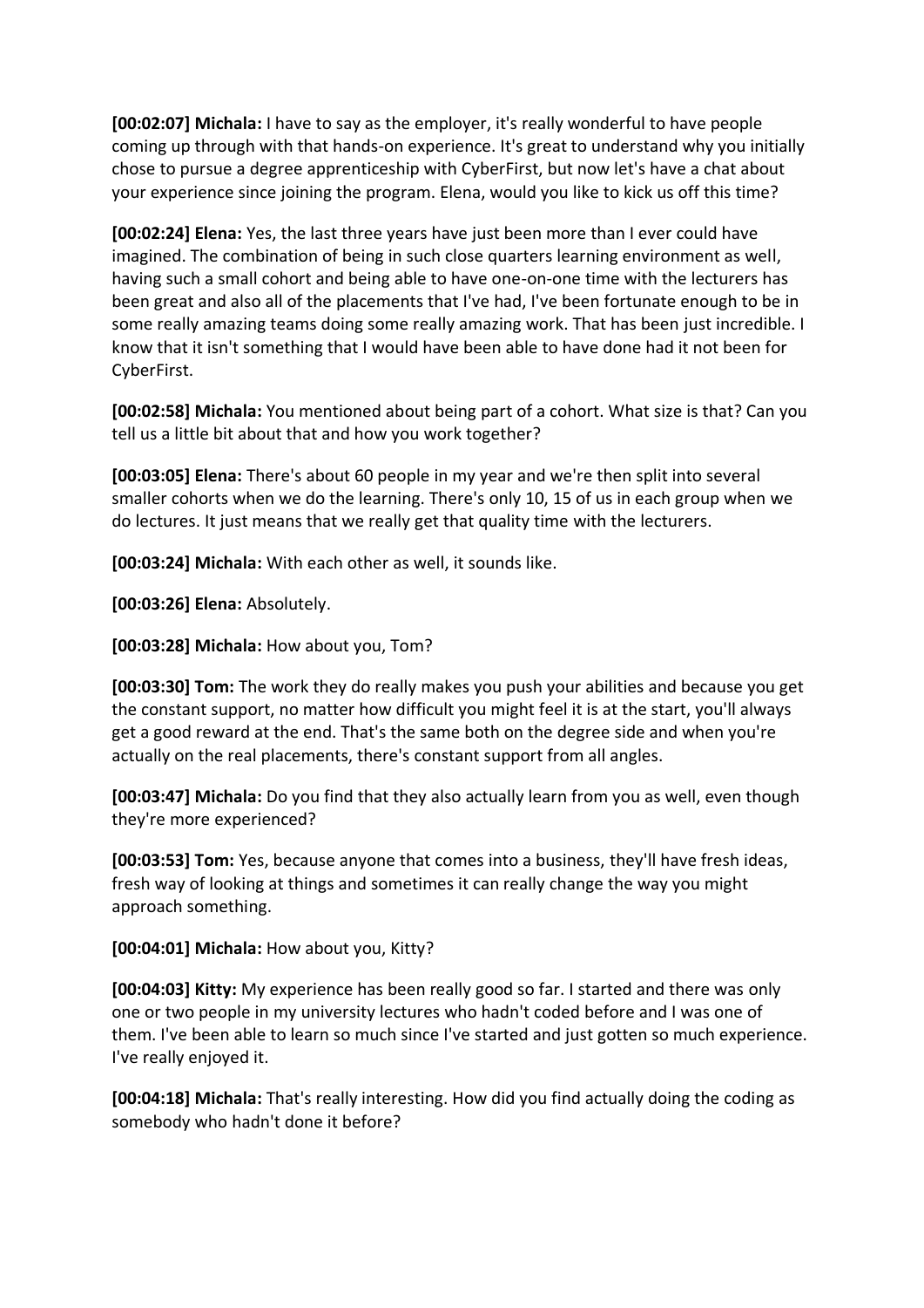**[00:02:07] Michala:** I have to say as the employer, it's really wonderful to have people coming up through with that hands-on experience. It's great to understand why you initially chose to pursue a degree apprenticeship with CyberFirst, but now let's have a chat about your experience since joining the program. Elena, would you like to kick us off this time?

**[00:02:24] Elena:** Yes, the last three years have just been more than I ever could have imagined. The combination of being in such close quarters learning environment as well, having such a small cohort and being able to have one-on-one time with the lecturers has been great and also all of the placements that I've had, I've been fortunate enough to be in some really amazing teams doing some really amazing work. That has been just incredible. I know that it isn't something that I would have been able to have done had it not been for CyberFirst.

**[00:02:58] Michala:** You mentioned about being part of a cohort. What size is that? Can you tell us a little bit about that and how you work together?

**[00:03:05] Elena:** There's about 60 people in my year and we're then split into several smaller cohorts when we do the learning. There's only 10, 15 of us in each group when we do lectures. It just means that we really get that quality time with the lecturers.

**[00:03:24] Michala:** With each other as well, it sounds like.

**[00:03:26] Elena:** Absolutely.

**[00:03:28] Michala:** How about you, Tom?

**[00:03:30] Tom:** The work they do really makes you push your abilities and because you get the constant support, no matter how difficult you might feel it is at the start, you'll always get a good reward at the end. That's the same both on the degree side and when you're actually on the real placements, there's constant support from all angles.

**[00:03:47] Michala:** Do you find that they also actually learn from you as well, even though they're more experienced?

**[00:03:53] Tom:** Yes, because anyone that comes into a business, they'll have fresh ideas, fresh way of looking at things and sometimes it can really change the way you might approach something.

**[00:04:01] Michala:** How about you, Kitty?

**[00:04:03] Kitty:** My experience has been really good so far. I started and there was only one or two people in my university lectures who hadn't coded before and I was one of them. I've been able to learn so much since I've started and just gotten so much experience. I've really enjoyed it.

**[00:04:18] Michala:** That's really interesting. How did you find actually doing the coding as somebody who hadn't done it before?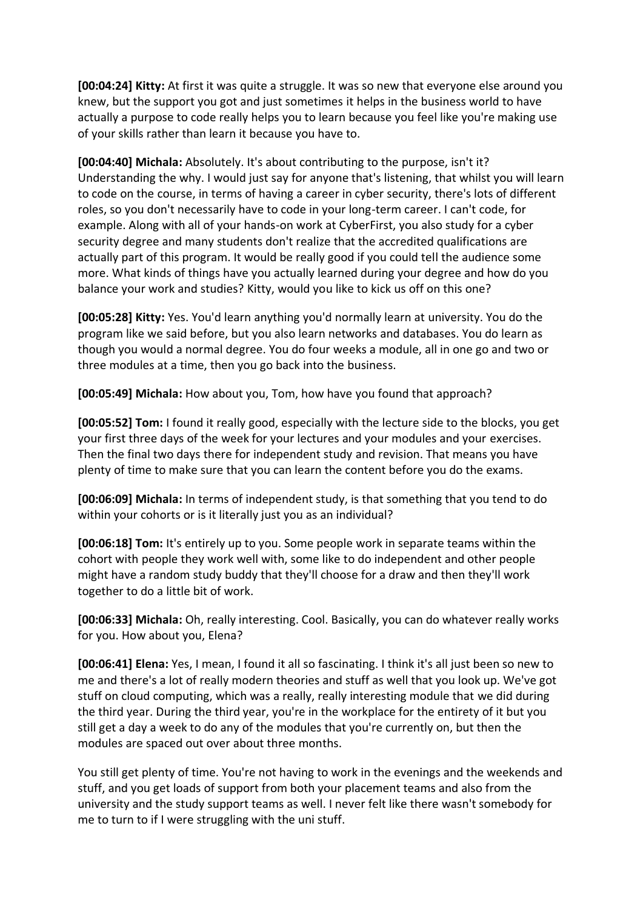**[00:04:24] Kitty:** At first it was quite a struggle. It was so new that everyone else around you knew, but the support you got and just sometimes it helps in the business world to have actually a purpose to code really helps you to learn because you feel like you're making use of your skills rather than learn it because you have to.

**[00:04:40] Michala:** Absolutely. It's about contributing to the purpose, isn't it? Understanding the why. I would just say for anyone that's listening, that whilst you will learn to code on the course, in terms of having a career in cyber security, there's lots of different roles, so you don't necessarily have to code in your long-term career. I can't code, for example. Along with all of your hands-on work at CyberFirst, you also study for a cyber security degree and many students don't realize that the accredited qualifications are actually part of this program. It would be really good if you could tell the audience some more. What kinds of things have you actually learned during your degree and how do you balance your work and studies? Kitty, would you like to kick us off on this one?

**[00:05:28] Kitty:** Yes. You'd learn anything you'd normally learn at university. You do the program like we said before, but you also learn networks and databases. You do learn as though you would a normal degree. You do four weeks a module, all in one go and two or three modules at a time, then you go back into the business.

**[00:05:49] Michala:** How about you, Tom, how have you found that approach?

**[00:05:52] Tom:** I found it really good, especially with the lecture side to the blocks, you get your first three days of the week for your lectures and your modules and your exercises. Then the final two days there for independent study and revision. That means you have plenty of time to make sure that you can learn the content before you do the exams.

**[00:06:09] Michala:** In terms of independent study, is that something that you tend to do within your cohorts or is it literally just you as an individual?

**[00:06:18] Tom:** It's entirely up to you. Some people work in separate teams within the cohort with people they work well with, some like to do independent and other people might have a random study buddy that they'll choose for a draw and then they'll work together to do a little bit of work.

**[00:06:33] Michala:** Oh, really interesting. Cool. Basically, you can do whatever really works for you. How about you, Elena?

**[00:06:41] Elena:** Yes, I mean, I found it all so fascinating. I think it's all just been so new to me and there's a lot of really modern theories and stuff as well that you look up. We've got stuff on cloud computing, which was a really, really interesting module that we did during the third year. During the third year, you're in the workplace for the entirety of it but you still get a day a week to do any of the modules that you're currently on, but then the modules are spaced out over about three months.

You still get plenty of time. You're not having to work in the evenings and the weekends and stuff, and you get loads of support from both your placement teams and also from the university and the study support teams as well. I never felt like there wasn't somebody for me to turn to if I were struggling with the uni stuff.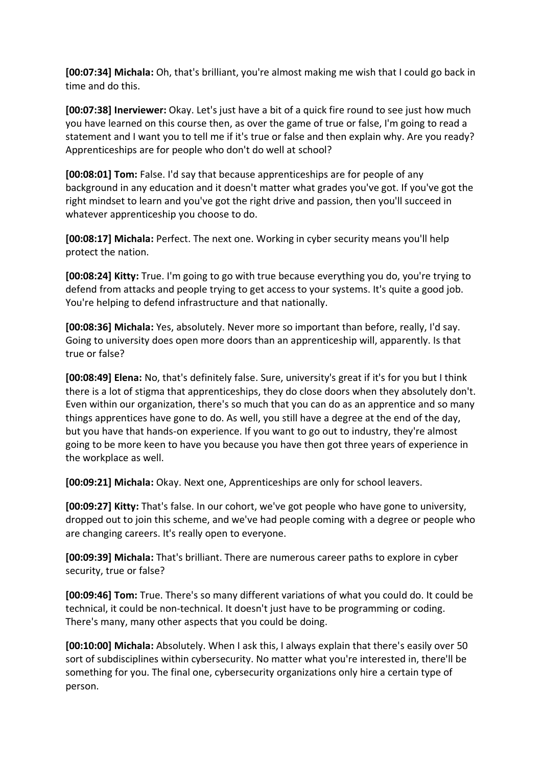**[00:07:34] Michala:** Oh, that's brilliant, you're almost making me wish that I could go back in time and do this.

**[00:07:38] Inerviewer:** Okay. Let's just have a bit of a quick fire round to see just how much you have learned on this course then, as over the game of true or false, I'm going to read a statement and I want you to tell me if it's true or false and then explain why. Are you ready? Apprenticeships are for people who don't do well at school?

**[00:08:01] Tom:** False. I'd say that because apprenticeships are for people of any background in any education and it doesn't matter what grades you've got. If you've got the right mindset to learn and you've got the right drive and passion, then you'll succeed in whatever apprenticeship you choose to do.

**[00:08:17] Michala:** Perfect. The next one. Working in cyber security means you'll help protect the nation.

**[00:08:24] Kitty:** True. I'm going to go with true because everything you do, you're trying to defend from attacks and people trying to get access to your systems. It's quite a good job. You're helping to defend infrastructure and that nationally.

**[00:08:36] Michala:** Yes, absolutely. Never more so important than before, really, I'd say. Going to university does open more doors than an apprenticeship will, apparently. Is that true or false?

**[00:08:49] Elena:** No, that's definitely false. Sure, university's great if it's for you but I think there is a lot of stigma that apprenticeships, they do close doors when they absolutely don't. Even within our organization, there's so much that you can do as an apprentice and so many things apprentices have gone to do. As well, you still have a degree at the end of the day, but you have that hands-on experience. If you want to go out to industry, they're almost going to be more keen to have you because you have then got three years of experience in the workplace as well.

**[00:09:21] Michala:** Okay. Next one, Apprenticeships are only for school leavers.

**[00:09:27] Kitty:** That's false. In our cohort, we've got people who have gone to university, dropped out to join this scheme, and we've had people coming with a degree or people who are changing careers. It's really open to everyone.

**[00:09:39] Michala:** That's brilliant. There are numerous career paths to explore in cyber security, true or false?

**[00:09:46] Tom:** True. There's so many different variations of what you could do. It could be technical, it could be non-technical. It doesn't just have to be programming or coding. There's many, many other aspects that you could be doing.

**[00:10:00] Michala:** Absolutely. When I ask this, I always explain that there's easily over 50 sort of subdisciplines within cybersecurity. No matter what you're interested in, there'll be something for you. The final one, cybersecurity organizations only hire a certain type of person.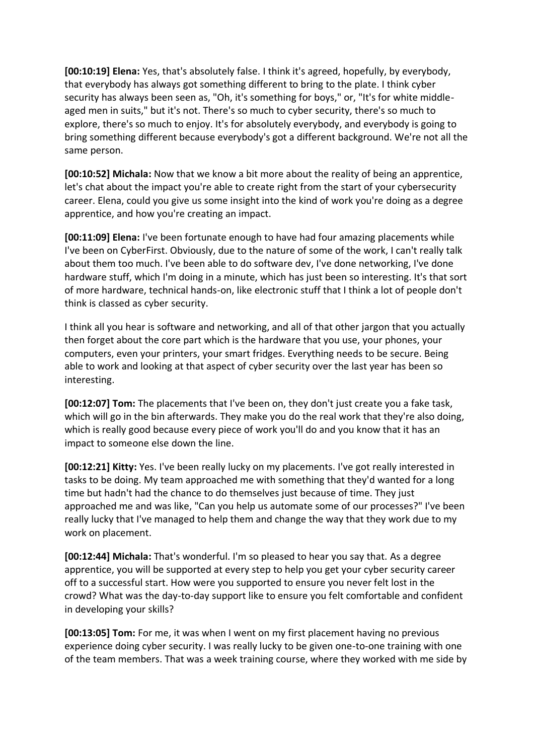**[00:10:19] Elena:** Yes, that's absolutely false. I think it's agreed, hopefully, by everybody, that everybody has always got something different to bring to the plate. I think cyber security has always been seen as, "Oh, it's something for boys," or, "It's for white middle-aged men in suits," but it's not. There's so much to cyber security, there's so much to explore, there's so much to enjoy. It's for absolutely everybody, and everybody is going to bring something different because everybody's got a different background. We're not all the same person.

**[00:10:52] Michala:** Now that we know a bit more about the reality of being an apprentice, let's chat about the impact you're able to create right from the start of your cybersecurity career. Elena, could you give us some insight into the kind of work you're doing as a degree apprentice, and how you're creating an impact.

**[00:11:09] Elena:** I've been fortunate enough to have had four amazing placements while I've been on CyberFirst. Obviously, due to the nature of some of the work, I can't really talk about them too much. I've been able to do software dev, I've done networking, I've done hardware stuff, which I'm doing in a minute, which has just been so interesting. It's that sort of more hardware, technical hands-on, like electronic stuff that I think a lot of people don't think is classed as cyber security.

I think all you hear is software and networking, and all of that other jargon that you actually then forget about the core part which is the hardware that you use, your phones, your computers, even your printers, your smart fridges. Everything needs to be secure. Being able to work and looking at that aspect of cyber security over the last year has been so interesting.

**[00:12:07] Tom:** The placements that I've been on, they don't just create you a fake task, which will go in the bin afterwards. They make you do the real work that they're also doing, which is really good because every piece of work you'll do and you know that it has an impact to someone else down the line.

**[00:12:21] Kitty:** Yes. I've been really lucky on my placements. I've got really interested in tasks to be doing. My team approached me with something that they'd wanted for a long time but hadn't had the chance to do themselves just because of time. They just approached me and was like, "Can you help us automate some of our processes?" I've been really lucky that I've managed to help them and change the way that they work due to my work on placement.

**[00:12:44] Michala:** That's wonderful. I'm so pleased to hear you say that. As a degree apprentice, you will be supported at every step to help you get your cyber security career off to a successful start. How were you supported to ensure you never felt lost in the crowd? What was the day-to-day support like to ensure you felt comfortable and confident in developing your skills?

**[00:13:05] Tom:** For me, it was when I went on my first placement having no previous experience doing cyber security. I was really lucky to be given one-to-one training with one of the team members. That was a week training course, where they worked with me side by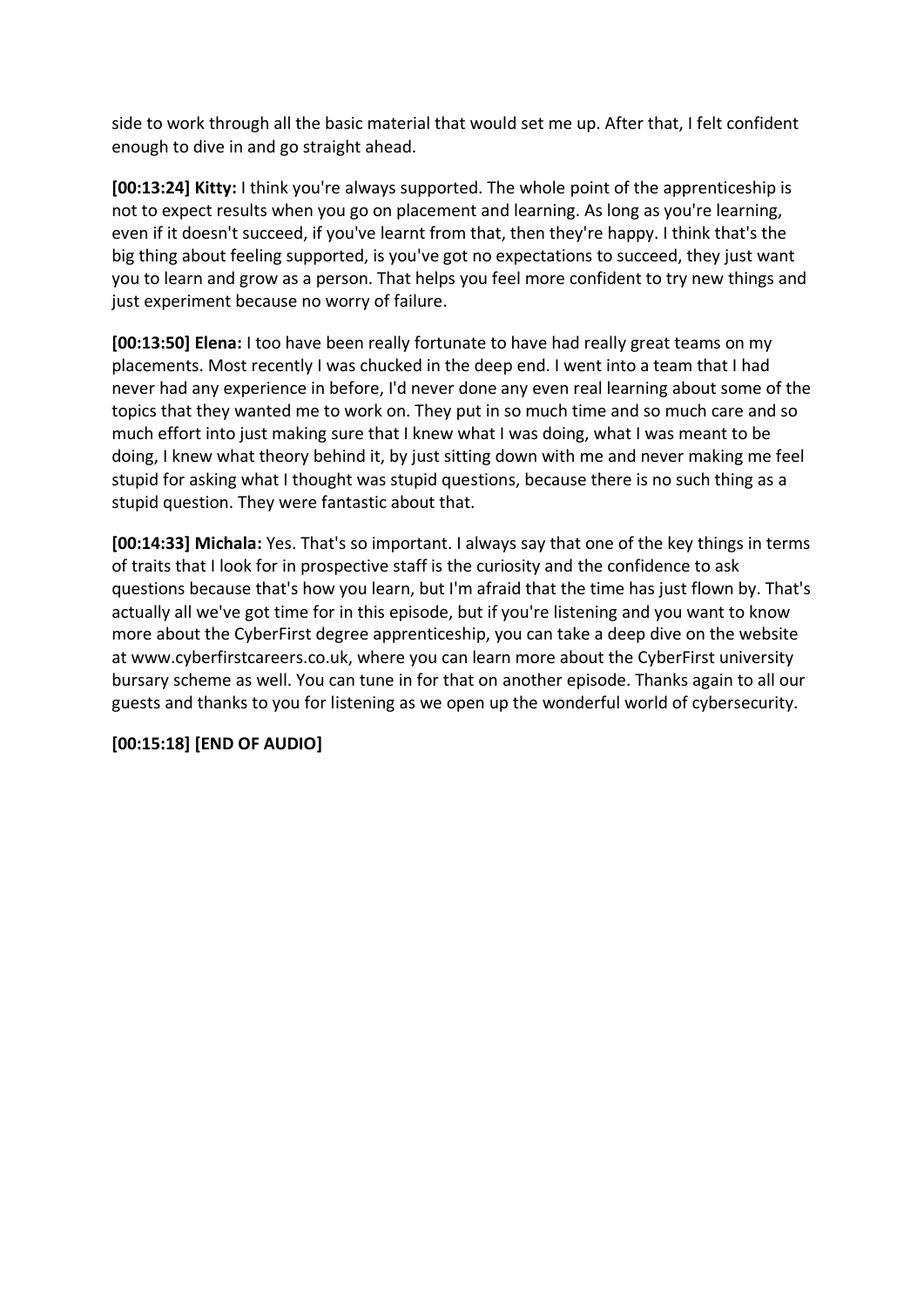side to work through all the basic material that would set me up. After that, I felt confident enough to dive in and go straight ahead.

**[00:13:24] Kitty:** I think you're always supported. The whole point of the apprenticeship is not to expect results when you go on placement and learning. As long as you're learning, even if it doesn't succeed, if you've learnt from that, then they're happy. I think that's the big thing about feeling supported, is you've got no expectations to succeed, they just want you to learn and grow as a person. That helps you feel more confident to try new things and just experiment because no worry of failure.

**[00:13:50] Elena:** I too have been really fortunate to have had really great teams on my placements. Most recently I was chucked in the deep end. I went into a team that I had never had any experience in before, I'd never done any even real learning about some of the topics that they wanted me to work on. They put in so much time and so much care and so much effort into just making sure that I knew what I was doing, what I was meant to be doing, I knew what theory behind it, by just sitting down with me and never making me feel stupid for asking what I thought was stupid questions, because there is no such thing as a stupid question. They were fantastic about that.

**[00:14:33] Michala:** Yes. That's so important. I always say that one of the key things in terms of traits that I look for in prospective staff is the curiosity and the confidence to ask questions because that's how you learn, but I'm afraid that the time has just flown by. That's actually all we've got time for in this episode, but if you're listening and you want to know more about the CyberFirst degree apprenticeship, you can take a deep dive on the website at www.cyberfirstcareers.co.uk, where you can learn more about the CyberFirst university bursary scheme as well. You can tune in for that on another episode. Thanks again to all our guests and thanks to you for listening as we open up the wonderful world of cybersecurity.

**[00:15:18] [END OF AUDIO]**